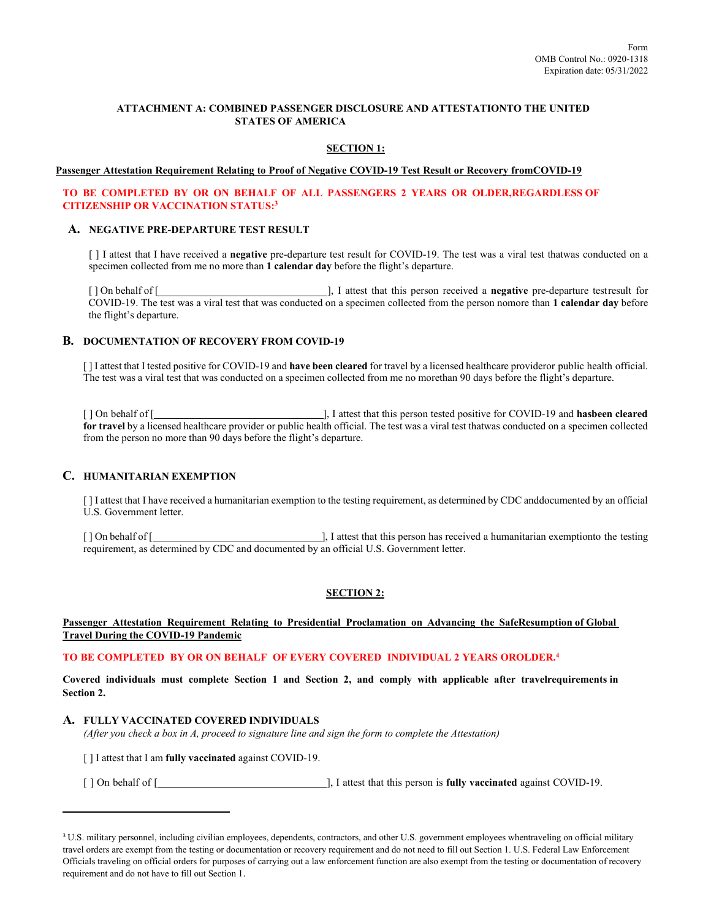Form
OMB Control No.: 0920-1318
Expiration date: 05/31/2022

## ATTACHMENT A: COMBINED PASSENGER DISCLOSURE AND ATTESTATIONTO THE UNITED STATES OF AMERICA

### SECTION 1:

**Passenger Attestation Requirement Relating to Proof of Negative COVID-19 Test Result or Recovery fromCOVID-19**

**TO BE COMPLETED BY OR ON BEHALF OF ALL PASSENGERS 2 YEARS OR OLDER,REGARDLESS OF CITIZENSHIP OR VACCINATION STATUS:[3]**

#### A. NEGATIVE PRE-DEPARTURE TEST RESULT

[ ] I attest that I have received a **negative** pre-departure test result for COVID-19. The test was a viral test thatwas conducted on a specimen collected from me no more than **1 calendar day** before the flight's departure.

[ ] On behalf of [________________________], I attest that this person received a **negative** pre-departure testresult for COVID-19. The test was a viral test that was conducted on a specimen collected from the person nomore than **1 calendar day** before the flight's departure.

#### B. DOCUMENTATION OF RECOVERY FROM COVID-19

[ ] I attest that I tested positive for COVID-19 and **have been cleared** for travel by a licensed healthcare provideror public health official. The test was a viral test that was conducted on a specimen collected from me no morethan 90 days before the flight's departure.

[ ] On behalf of [________________________], I attest that this person tested positive for COVID-19 and **hasbeen cleared for travel** by a licensed healthcare provider or public health official. The test was a viral test thatwas conducted on a specimen collected from the person no more than 90 days before the flight's departure.

#### C. HUMANITARIAN EXEMPTION

[ ] I attest that I have received a humanitarian exemption to the testing requirement, as determined by CDC anddocumented by an official U.S. Government letter.

[ ] On behalf of [________________________], I attest that this person has received a humanitarian exemptionto the testing requirement, as determined by CDC and documented by an official U.S. Government letter.

### SECTION 2:

**Passenger Attestation Requirement Relating to Presidential Proclamation on Advancing the SafeResumption of Global Travel During the COVID-19 Pandemic**

**TO BE COMPLETED BY OR ON BEHALF OF EVERY COVERED INDIVIDUAL 2 YEARS OROLDER.[4]**

**Covered individuals must complete Section 1 and Section 2, and comply with applicable after travelrequirements in Section 2.**

#### A. FULLY VACCINATED COVERED INDIVIDUALS

*(After you check a box in A, proceed to signature line and sign the form to complete the Attestation)*

[ ] I attest that I am **fully vaccinated** against COVID-19.

[ ] On behalf of [________________________], I attest that this person is **fully vaccinated** against COVID-19.

---

[3] U.S. military personnel, including civilian employees, dependents, contractors, and other U.S. government employees whentraveling on official military travel orders are exempt from the testing or documentation or recovery requirement and do not need to fill out Section 1. U.S. Federal Law Enforcement Officials traveling on official orders for purposes of carrying out a law enforcement function are also exempt from the testing or documentation of recovery requirement and do not have to fill out Section 1.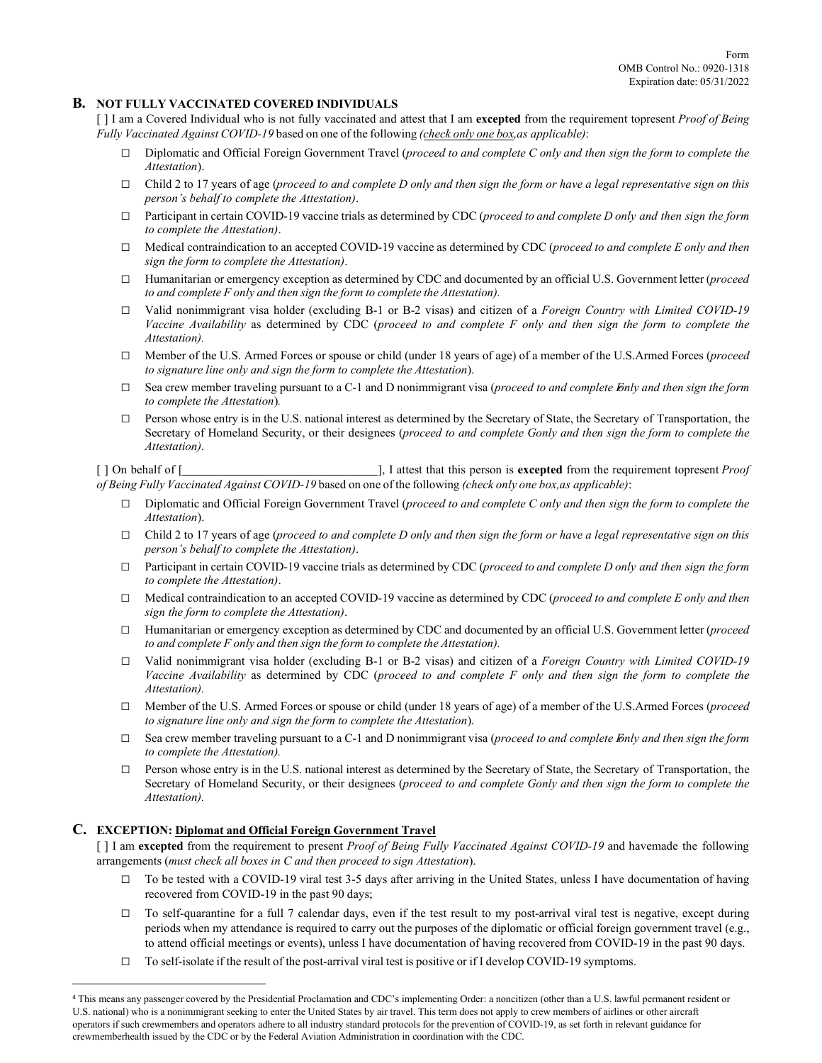Form
OMB Control No.: 0920-1318
Expiration date: 05/31/2022

## B. NOT FULLY VACCINATED COVERED INDIVIDUALS

[ ] I am a Covered Individual who is not fully vaccinated and attest that I am **excepted** from the requirement topresent *Proof of Being Fully Vaccinated Against COVID-19* based on one of the following *(check only one box,as applicable)*:

- ☐ Diplomatic and Official Foreign Government Travel (*proceed to and complete C only and then sign the form to complete the Attestation*).
- ☐ Child 2 to 17 years of age (*proceed to and complete D only and then sign the form or have a legal representative sign on this person's behalf to complete the Attestation)*.
- ☐ Participant in certain COVID-19 vaccine trials as determined by CDC (*proceed to and complete D only and then sign the form to complete the Attestation)*.
- ☐ Medical contraindication to an accepted COVID-19 vaccine as determined by CDC (*proceed to and complete E only and then sign the form to complete the Attestation)*.
- ☐ Humanitarian or emergency exception as determined by CDC and documented by an official U.S. Government letter (*proceed to and complete F only and then sign the form to complete the Attestation).*
- ☐ Valid nonimmigrant visa holder (excluding B-1 or B-2 visas) and citizen of a *Foreign Country with Limited COVID-19 Vaccine Availability* as determined by CDC (*proceed to and complete F only and then sign the form to complete the Attestation).*
- ☐ Member of the U.S. Armed Forces or spouse or child (under 18 years of age) of a member of the U.S.Armed Forces (*proceed to signature line only and sign the form to complete the Attestation*).
- ☐ Sea crew member traveling pursuant to a C-1 and D nonimmigrant visa (*proceed to and complete F only and then sign the form to complete the Attestation*).
- ☐ Person whose entry is in the U.S. national interest as determined by the Secretary of State, the Secretary of Transportation, the Secretary of Homeland Security, or their designees (*proceed to and complete Gonly and then sign the form to complete the Attestation).*

[ ] On behalf of [________________________________], I attest that this person is **excepted** from the requirement topresent *Proof of Being Fully Vaccinated Against COVID-19* based on one of the following *(check only one box,as applicable)*:

- ☐ Diplomatic and Official Foreign Government Travel (*proceed to and complete C only and then sign the form to complete the Attestation*).
- ☐ Child 2 to 17 years of age (*proceed to and complete D only and then sign the form or have a legal representative sign on this person's behalf to complete the Attestation)*.
- ☐ Participant in certain COVID-19 vaccine trials as determined by CDC (*proceed to and complete D only and then sign the form to complete the Attestation)*.
- ☐ Medical contraindication to an accepted COVID-19 vaccine as determined by CDC (*proceed to and complete E only and then sign the form to complete the Attestation)*.
- ☐ Humanitarian or emergency exception as determined by CDC and documented by an official U.S. Government letter (*proceed to and complete F only and then sign the form to complete the Attestation).*
- ☐ Valid nonimmigrant visa holder (excluding B-1 or B-2 visas) and citizen of a *Foreign Country with Limited COVID-19 Vaccine Availability* as determined by CDC (*proceed to and complete F only and then sign the form to complete the Attestation).*
- ☐ Member of the U.S. Armed Forces or spouse or child (under 18 years of age) of a member of the U.S.Armed Forces (*proceed to signature line only and sign the form to complete the Attestation*).
- ☐ Sea crew member traveling pursuant to a C-1 and D nonimmigrant visa (*proceed to and complete F only and then sign the form to complete the Attestation).*
- ☐ Person whose entry is in the U.S. national interest as determined by the Secretary of State, the Secretary of Transportation, the Secretary of Homeland Security, or their designees (*proceed to and complete Gonly and then sign the form to complete the Attestation).*

## C. EXCEPTION: <u>Diplomat and Official Foreign Government Travel</u>

[ ] I am **excepted** from the requirement to present *Proof of Being Fully Vaccinated Against COVID-19* and havemade the following arrangements (*must check all boxes in C and then proceed to sign Attestation*).

- ☐ To be tested with a COVID-19 viral test 3-5 days after arriving in the United States, unless I have documentation of having recovered from COVID-19 in the past 90 days;
- ☐ To self-quarantine for a full 7 calendar days, even if the test result to my post-arrival viral test is negative, except during periods when my attendance is required to carry out the purposes of the diplomatic or official foreign government travel (e.g., to attend official meetings or events), unless I have documentation of having recovered from COVID-19 in the past 90 days.
- ☐ To self-isolate if the result of the post-arrival viral test is positive or if I develop COVID-19 symptoms.

---

[4] This means any passenger covered by the Presidential Proclamation and CDC's implementing Order: a noncitizen (other than a U.S. lawful permanent resident or U.S. national) who is a nonimmigrant seeking to enter the United States by air travel. This term does not apply to crew members of airlines or other aircraft operators if such crewmembers and operators adhere to all industry standard protocols for the prevention of COVID-19, as set forth in relevant guidance for crewmemberhealth issued by the CDC or by the Federal Aviation Administration in coordination with the CDC.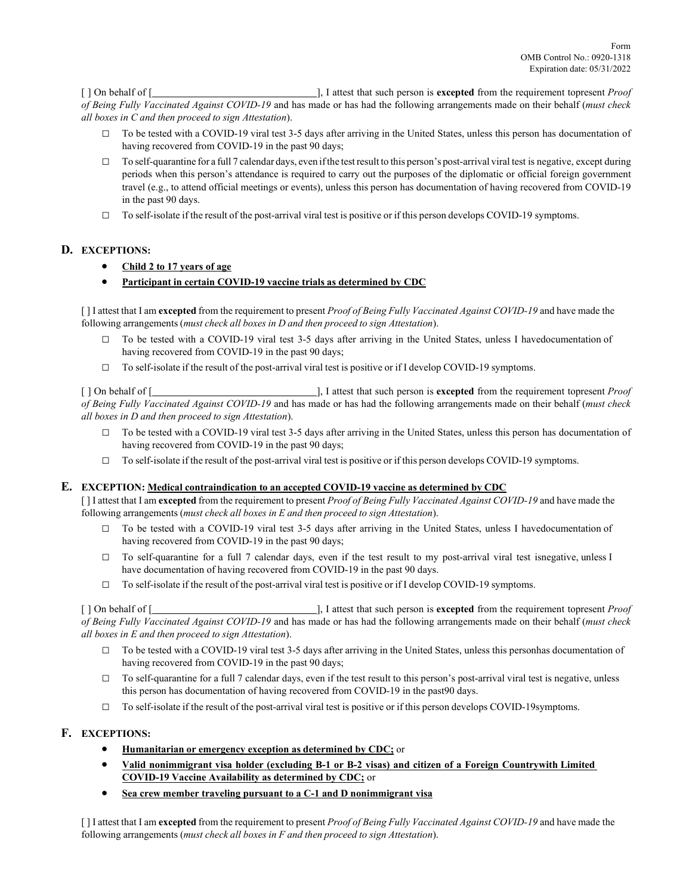Form
OMB Control No.: 0920-1318
Expiration date: 05/31/2022

[ ] On behalf of [________________________], I attest that such person is **excepted** from the requirement topresent *Proof of Being Fully Vaccinated Against COVID-19* and has made or has had the following arrangements made on their behalf (*must check all boxes in C and then proceed to sign Attestation*).

- ☐ To be tested with a COVID-19 viral test 3-5 days after arriving in the United States, unless this person has documentation of having recovered from COVID-19 in the past 90 days;
- ☐ To self-quarantine for a full 7 calendar days, even if the test result to this person's post-arrival viral test is negative, except during periods when this person's attendance is required to carry out the purposes of the diplomatic or official foreign government travel (e.g., to attend official meetings or events), unless this person has documentation of having recovered from COVID-19 in the past 90 days.
- ☐ To self-isolate if the result of the post-arrival viral test is positive or if this person develops COVID-19 symptoms.

## D. EXCEPTIONS:

- **Child 2 to 17 years of age**
- **Participant in certain COVID-19 vaccine trials as determined by CDC**

[ ] I attest that I am **excepted** from the requirement to present *Proof of Being Fully Vaccinated Against COVID-19* and have made the following arrangements (*must check all boxes in D and then proceed to sign Attestation*).

- ☐ To be tested with a COVID-19 viral test 3-5 days after arriving in the United States, unless I havedocumentation of having recovered from COVID-19 in the past 90 days;
- ☐ To self-isolate if the result of the post-arrival viral test is positive or if I develop COVID-19 symptoms.

[ ] On behalf of [________________________], I attest that such person is **excepted** from the requirement topresent *Proof of Being Fully Vaccinated Against COVID-19* and has made or has had the following arrangements made on their behalf (*must check all boxes in D and then proceed to sign Attestation*).

- ☐ To be tested with a COVID-19 viral test 3-5 days after arriving in the United States, unless this person has documentation of having recovered from COVID-19 in the past 90 days;
- ☐ To self-isolate if the result of the post-arrival viral test is positive or if this person develops COVID-19 symptoms.

## E. EXCEPTION: Medical contraindication to an accepted COVID-19 vaccine as determined by CDC

[ ] I attest that I am **excepted** from the requirement to present *Proof of Being Fully Vaccinated Against COVID-19* and have made the following arrangements (*must check all boxes in E and then proceed to sign Attestation*).

- ☐ To be tested with a COVID-19 viral test 3-5 days after arriving in the United States, unless I havedocumentation of having recovered from COVID-19 in the past 90 days;
- ☐ To self-quarantine for a full 7 calendar days, even if the test result to my post-arrival viral test isnegative, unless I have documentation of having recovered from COVID-19 in the past 90 days.
- ☐ To self-isolate if the result of the post-arrival viral test is positive or if I develop COVID-19 symptoms.

[ ] On behalf of [________________________], I attest that such person is **excepted** from the requirement topresent *Proof of Being Fully Vaccinated Against COVID-19* and has made or has had the following arrangements made on their behalf (*must check all boxes in E and then proceed to sign Attestation*).

- ☐ To be tested with a COVID-19 viral test 3-5 days after arriving in the United States, unless this personhas documentation of having recovered from COVID-19 in the past 90 days;
- ☐ To self-quarantine for a full 7 calendar days, even if the test result to this person's post-arrival viral test is negative, unless this person has documentation of having recovered from COVID-19 in the past90 days.
- ☐ To self-isolate if the result of the post-arrival viral test is positive or if this person develops COVID-19symptoms.

## F. EXCEPTIONS:

- **Humanitarian or emergency exception as determined by CDC;** or
- **Valid nonimmigrant visa holder (excluding B-1 or B-2 visas) and citizen of a Foreign Countrywith Limited COVID-19 Vaccine Availability as determined by CDC;** or
- **Sea crew member traveling pursuant to a C-1 and D nonimmigrant visa**

[ ] I attest that I am **excepted** from the requirement to present *Proof of Being Fully Vaccinated Against COVID-19* and have made the following arrangements (*must check all boxes in F and then proceed to sign Attestation*).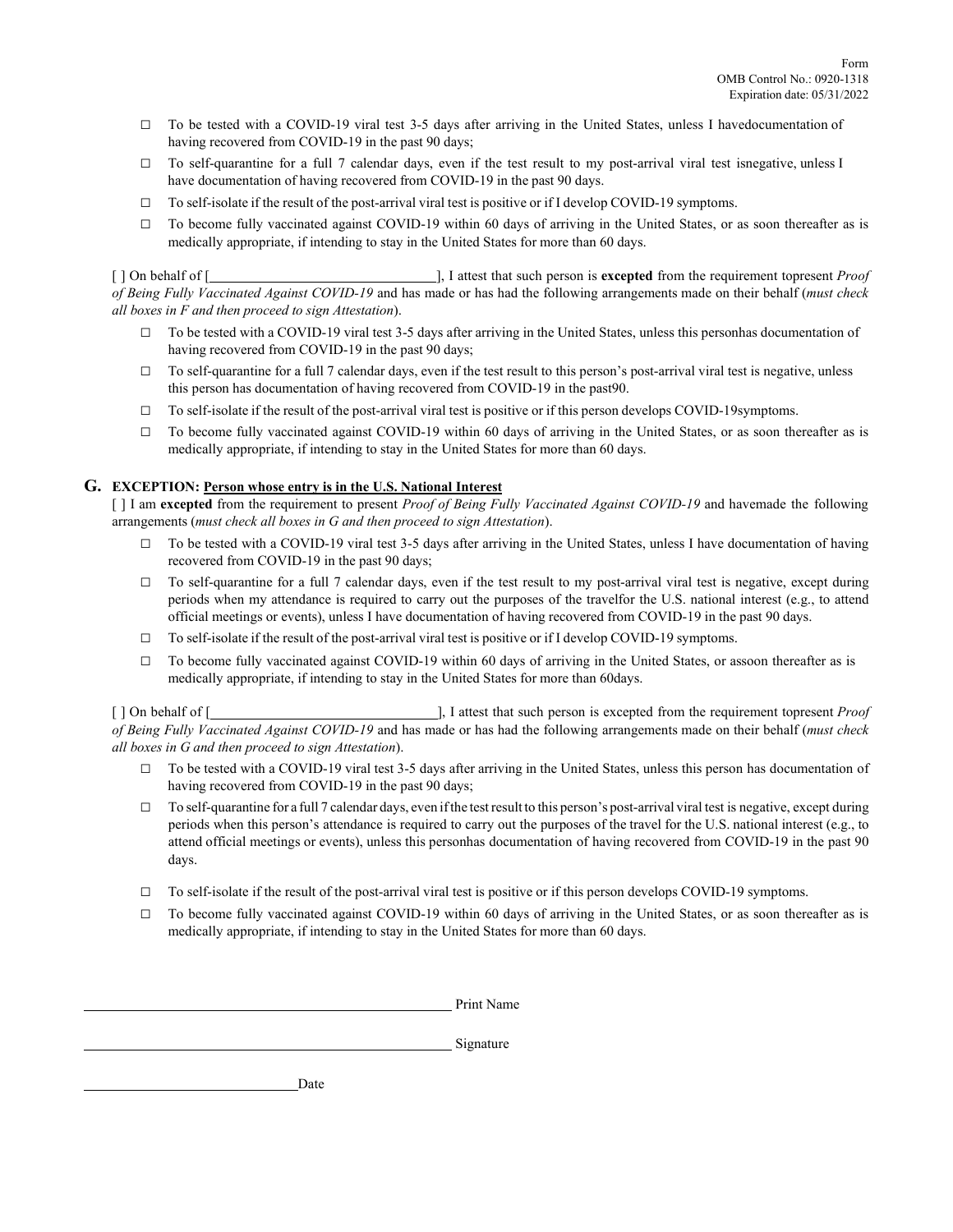Form
OMB Control No.: 0920-1318
Expiration date: 05/31/2022

- ☐ To be tested with a COVID-19 viral test 3-5 days after arriving in the United States, unless I havedocumentation of having recovered from COVID-19 in the past 90 days;
- ☐ To self-quarantine for a full 7 calendar days, even if the test result to my post-arrival viral test isnegative, unless I have documentation of having recovered from COVID-19 in the past 90 days.
- ☐ To self-isolate if the result of the post-arrival viral test is positive or if I develop COVID-19 symptoms.
- ☐ To become fully vaccinated against COVID-19 within 60 days of arriving in the United States, or as soon thereafter as is medically appropriate, if intending to stay in the United States for more than 60 days.

[ ] On behalf of [________________________________], I attest that such person is **excepted** from the requirement topresent *Proof of Being Fully Vaccinated Against COVID-19* and has made or has had the following arrangements made on their behalf (*must check all boxes in F and then proceed to sign Attestation*).

- ☐ To be tested with a COVID-19 viral test 3-5 days after arriving in the United States, unless this personhas documentation of having recovered from COVID-19 in the past 90 days;
- ☐ To self-quarantine for a full 7 calendar days, even if the test result to this person's post-arrival viral test is negative, unless this person has documentation of having recovered from COVID-19 in the past90.
- ☐ To self-isolate if the result of the post-arrival viral test is positive or if this person develops COVID-19symptoms.
- ☐ To become fully vaccinated against COVID-19 within 60 days of arriving in the United States, or as soon thereafter as is medically appropriate, if intending to stay in the United States for more than 60 days.

## G. EXCEPTION: Person whose entry is in the U.S. National Interest

[ ] I am **excepted** from the requirement to present *Proof of Being Fully Vaccinated Against COVID-19* and havemade the following arrangements (*must check all boxes in G and then proceed to sign Attestation*).

- ☐ To be tested with a COVID-19 viral test 3-5 days after arriving in the United States, unless I have documentation of having recovered from COVID-19 in the past 90 days;
- ☐ To self-quarantine for a full 7 calendar days, even if the test result to my post-arrival viral test is negative, except during periods when my attendance is required to carry out the purposes of the travelfor the U.S. national interest (e.g., to attend official meetings or events), unless I have documentation of having recovered from COVID-19 in the past 90 days.
- ☐ To self-isolate if the result of the post-arrival viral test is positive or if I develop COVID-19 symptoms.
- ☐ To become fully vaccinated against COVID-19 within 60 days of arriving in the United States, or assoon thereafter as is medically appropriate, if intending to stay in the United States for more than 60days.

[ ] On behalf of [________________________________], I attest that such person is excepted from the requirement topresent *Proof of Being Fully Vaccinated Against COVID-19* and has made or has had the following arrangements made on their behalf (*must check all boxes in G and then proceed to sign Attestation*).

- ☐ To be tested with a COVID-19 viral test 3-5 days after arriving in the United States, unless this person has documentation of having recovered from COVID-19 in the past 90 days;
- ☐ To self-quarantine for a full 7 calendar days, even if the test result to this person's post-arrival viral test is negative, except during periods when this person's attendance is required to carry out the purposes of the travel for the U.S. national interest (e.g., to attend official meetings or events), unless this personhas documentation of having recovered from COVID-19 in the past 90 days.
- ☐ To self-isolate if the result of the post-arrival viral test is positive or if this person develops COVID-19 symptoms.
- ☐ To become fully vaccinated against COVID-19 within 60 days of arriving in the United States, or as soon thereafter as is medically appropriate, if intending to stay in the United States for more than 60 days.

______________________________________________ Print Name

______________________________________________ Signature

______________________________Date